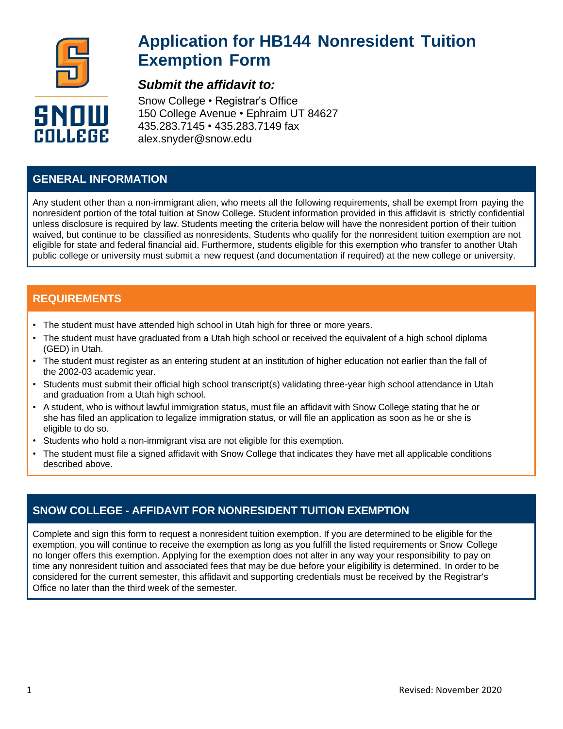# Application for HB144 Nonresident Tuition Exemption Form

***Submit the affidavit to:***

Snow College • Registrar's Office
150 College Avenue • Ephraim UT 84627
435.283.7145 • 435.283.7149 fax
alex.snyder@snow.edu

## GENERAL INFORMATION

Any student other than a non-immigrant alien, who meets all the following requirements, shall be exempt from paying the nonresident portion of the total tuition at Snow College. Student information provided in this affidavit is strictly confidential unless disclosure is required by law. Students meeting the criteria below will have the nonresident portion of their tuition waived, but continue to be classified as nonresidents. Students who qualify for the nonresident tuition exemption are not eligible for state and federal financial aid. Furthermore, students eligible for this exemption who transfer to another Utah public college or university must submit a new request (and documentation if required) at the new college or university.

## REQUIREMENTS

- The student must have attended high school in Utah high for three or more years.
- The student must have graduated from a Utah high school or received the equivalent of a high school diploma (GED) in Utah.
- The student must register as an entering student at an institution of higher education not earlier than the fall of the 2002-03 academic year.
- Students must submit their official high school transcript(s) validating three-year high school attendance in Utah and graduation from a Utah high school.
- A student, who is without lawful immigration status, must file an affidavit with Snow College stating that he or she has filed an application to legalize immigration status, or will file an application as soon as he or she is eligible to do so.
- Students who hold a non-immigrant visa are not eligible for this exemption.
- The student must file a signed affidavit with Snow College that indicates they have met all applicable conditions described above.

## SNOW COLLEGE - AFFIDAVIT FOR NONRESIDENT TUITION EXEMPTION

Complete and sign this form to request a nonresident tuition exemption. If you are determined to be eligible for the exemption, you will continue to receive the exemption as long as you fulfill the listed requirements or Snow College no longer offers this exemption. Applying for the exemption does not alter in any way your responsibility to pay on time any nonresident tuition and associated fees that may be due before your eligibility is determined. In order to be considered for the current semester, this affidavit and supporting credentials must be received by the Registrar's Office no later than the third week of the semester.

Revised: November 2020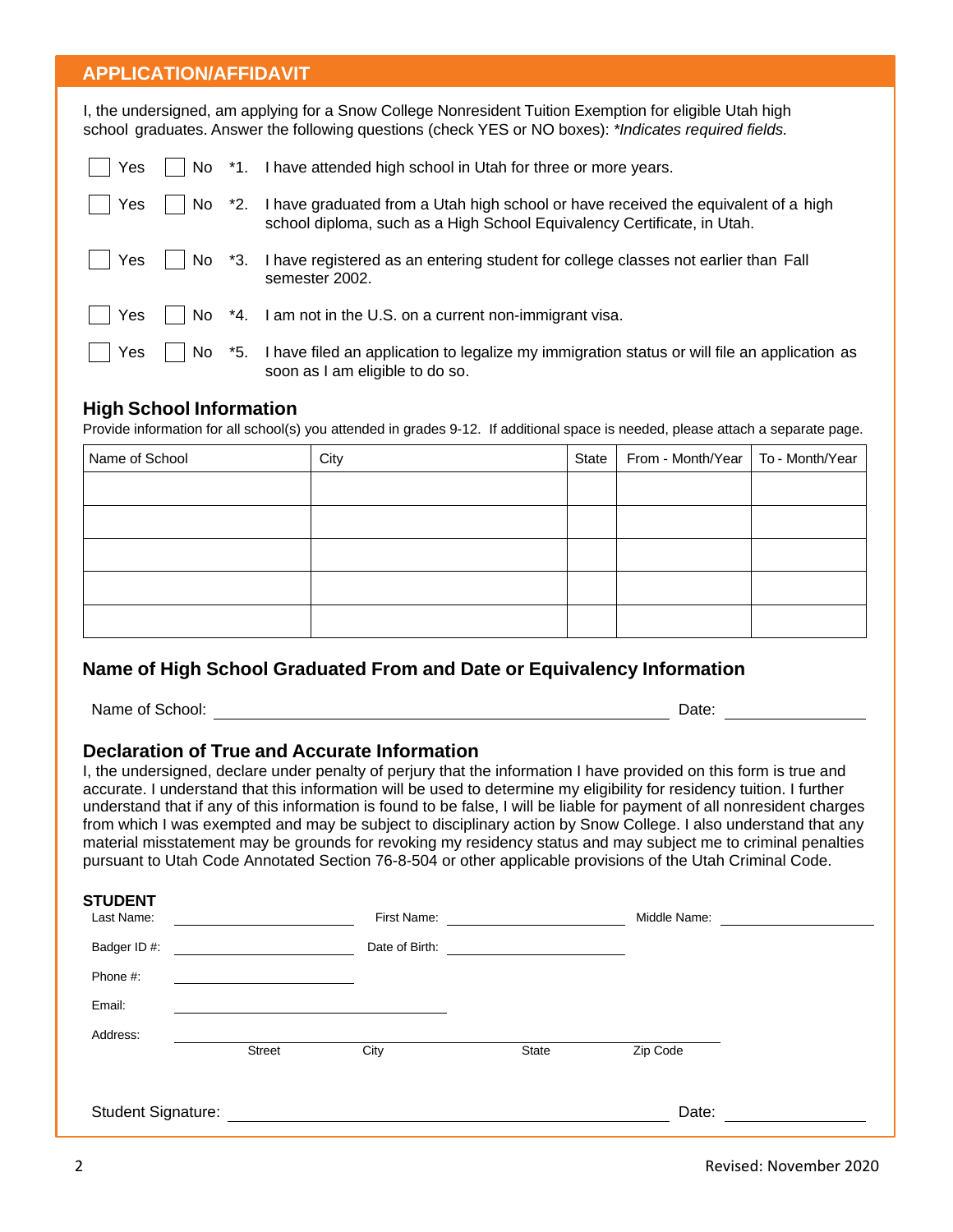## APPLICATION/AFFIDAVIT

I, the undersigned, am applying for a Snow College Nonresident Tuition Exemption for eligible Utah high school graduates. Answer the following questions (check YES or NO boxes): *\*Indicates required fields.*

☐ Yes ☐ No *1. I have attended high school in Utah for three or more years.

☐ Yes ☐ No *2. I have graduated from a Utah high school or have received the equivalent of a high school diploma, such as a High School Equivalency Certificate, in Utah.

☐ Yes ☐ No *3. I have registered as an entering student for college classes not earlier than Fall semester 2002.

☐ Yes ☐ No *4. I am not in the U.S. on a current non-immigrant visa.

☐ Yes ☐ No *5. I have filed an application to legalize my immigration status or will file an application as soon as I am eligible to do so.

### High School Information

Provide information for all school(s) you attended in grades 9-12. If additional space is needed, please attach a separate page.

| Name of School | City | State | From - Month/Year | To - Month/Year |
|---|---|---|---|---|
| | | | | |
| | | | | |
| | | | | |
| | | | | |
| | | | | |

### Name of High School Graduated From and Date or Equivalency Information

Name of School: ______________________________ Date: ____________

### Declaration of True and Accurate Information

I, the undersigned, declare under penalty of perjury that the information I have provided on this form is true and accurate. I understand that this information will be used to determine my eligibility for residency tuition. I further understand that if any of this information is found to be false, I will be liable for payment of all nonresident charges from which I was exempted and may be subject to disciplinary action by Snow College. I also understand that any material misstatement may be grounds for revoking my residency status and may subject me to criminal penalties pursuant to Utah Code Annotated Section 76-8-504 or other applicable provisions of the Utah Criminal Code.

**STUDENT**

Last Name: ____________ First Name: ____________ Middle Name: ____________

Badger ID #: ____________ Date of Birth: ____________

Phone #: ____________

Email: ____________________

Address: ________________________________________
Street City State Zip Code

Student Signature: ______________________________ Date: ____________